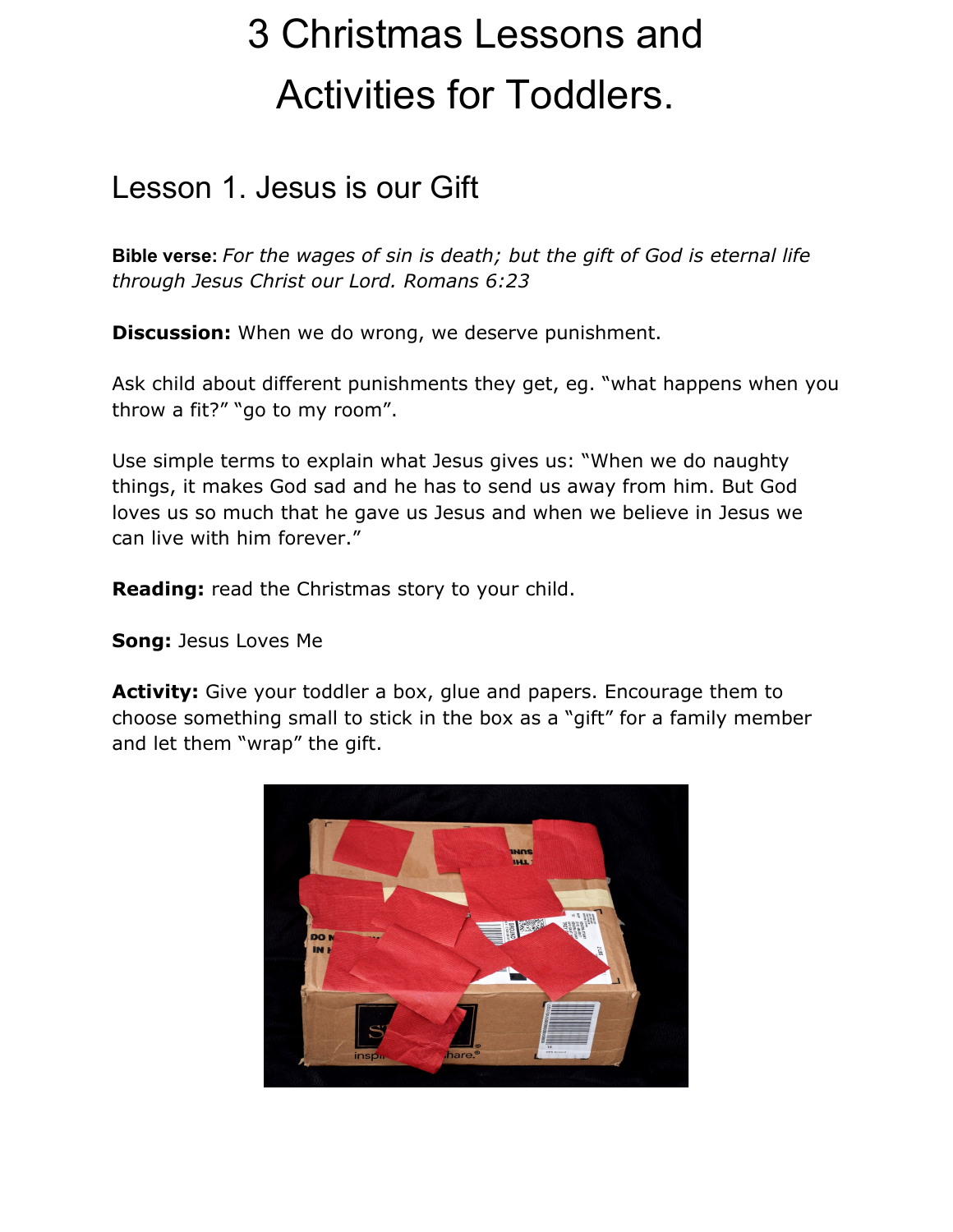# 3 Christmas Lessons and Activities for Toddlers.

## Lesson 1. Jesus is our Gift

**Bible verse:** *For the wages of sin is death; but the gift of God is eternal life through Jesus Christ our Lord. Romans 6:23*

**Discussion:** When we do wrong, we deserve punishment.

Ask child about different punishments they get, eg. "what happens when you throw a fit?" "go to my room".

Use simple terms to explain what Jesus gives us: "When we do naughty things, it makes God sad and he has to send us away from him. But God loves us so much that he gave us Jesus and when we believe in Jesus we can live with him forever."

**Reading:** read the Christmas story to your child.

**Song:** Jesus Loves Me

**Activity:** Give your toddler a box, glue and papers. Encourage them to choose something small to stick in the box as a "gift" for a family member and let them "wrap" the gift.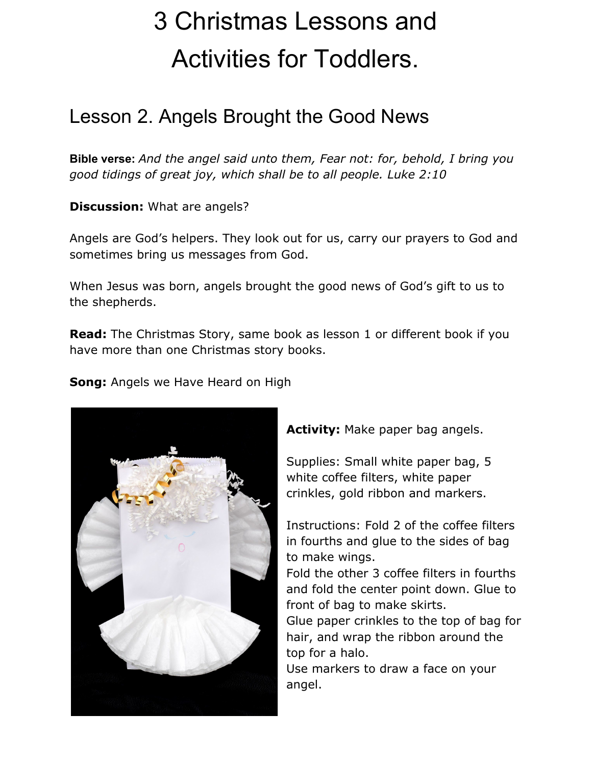# 3 Christmas Lessons and Activities for Toddlers.

## Lesson 2. Angels Brought the Good News

**Bible verse:** *And the angel said unto them, Fear not: for, behold, I bring you good tidings of great joy, which shall be to all people. Luke 2:10*

**Discussion:** What are angels?

Angels are God's helpers. They look out for us, carry our prayers to God and sometimes bring us messages from God.

When Jesus was born, angels brought the good news of God's gift to us to the shepherds.

**Read:** The Christmas Story, same book as lesson 1 or different book if you have more than one Christmas story books.

**Song:** Angels we Have Heard on High

**Activity:** Make paper bag angels.

Supplies: Small white paper bag, 5 white coffee filters, white paper crinkles, gold ribbon and markers.

Instructions: Fold 2 of the coffee filters in fourths and glue to the sides of bag to make wings.
Fold the other 3 coffee filters in fourths and fold the center point down. Glue to front of bag to make skirts.
Glue paper crinkles to the top of bag for hair, and wrap the ribbon around the top for a halo.
Use markers to draw a face on your angel.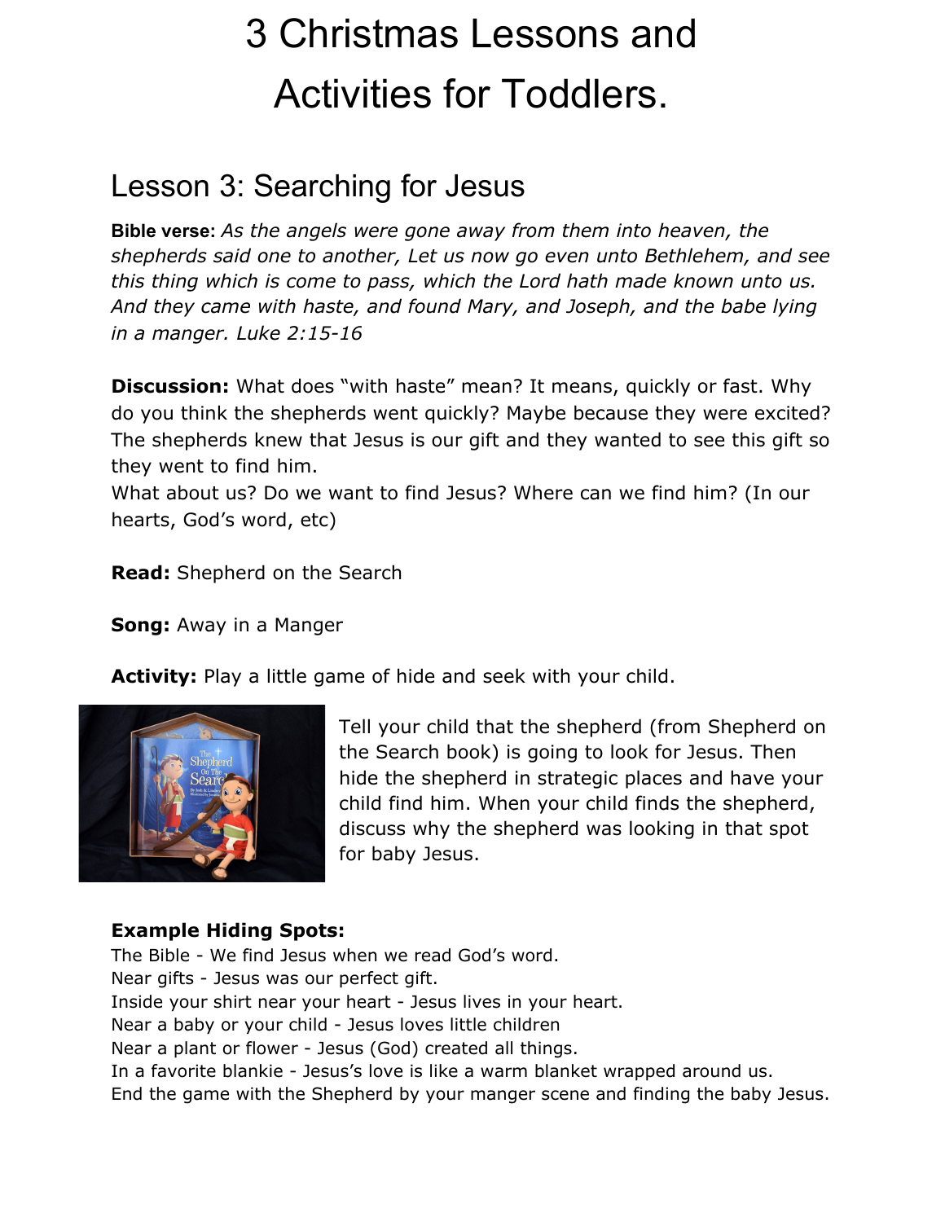# 3 Christmas Lessons and Activities for Toddlers.

## Lesson 3: Searching for Jesus

**Bible verse:** *As the angels were gone away from them into heaven, the shepherds said one to another, Let us now go even unto Bethlehem, and see this thing which is come to pass, which the Lord hath made known unto us. And they came with haste, and found Mary, and Joseph, and the babe lying in a manger. Luke 2:15-16*

**Discussion:** What does "with haste" mean? It means, quickly or fast. Why do you think the shepherds went quickly? Maybe because they were excited? The shepherds knew that Jesus is our gift and they wanted to see this gift so they went to find him.
What about us? Do we want to find Jesus? Where can we find him? (In our hearts, God's word, etc)

**Read:** Shepherd on the Search

**Song:** Away in a Manger

**Activity:** Play a little game of hide and seek with your child.

Tell your child that the shepherd (from Shepherd on the Search book) is going to look for Jesus. Then hide the shepherd in strategic places and have your child find him. When your child finds the shepherd, discuss why the shepherd was looking in that spot for baby Jesus.

**Example Hiding Spots:**
The Bible - We find Jesus when we read God's word.
Near gifts - Jesus was our perfect gift.
Inside your shirt near your heart - Jesus lives in your heart.
Near a baby or your child - Jesus loves little children
Near a plant or flower - Jesus (God) created all things.
In a favorite blankie - Jesus's love is like a warm blanket wrapped around us.
End the game with the Shepherd by your manger scene and finding the baby Jesus.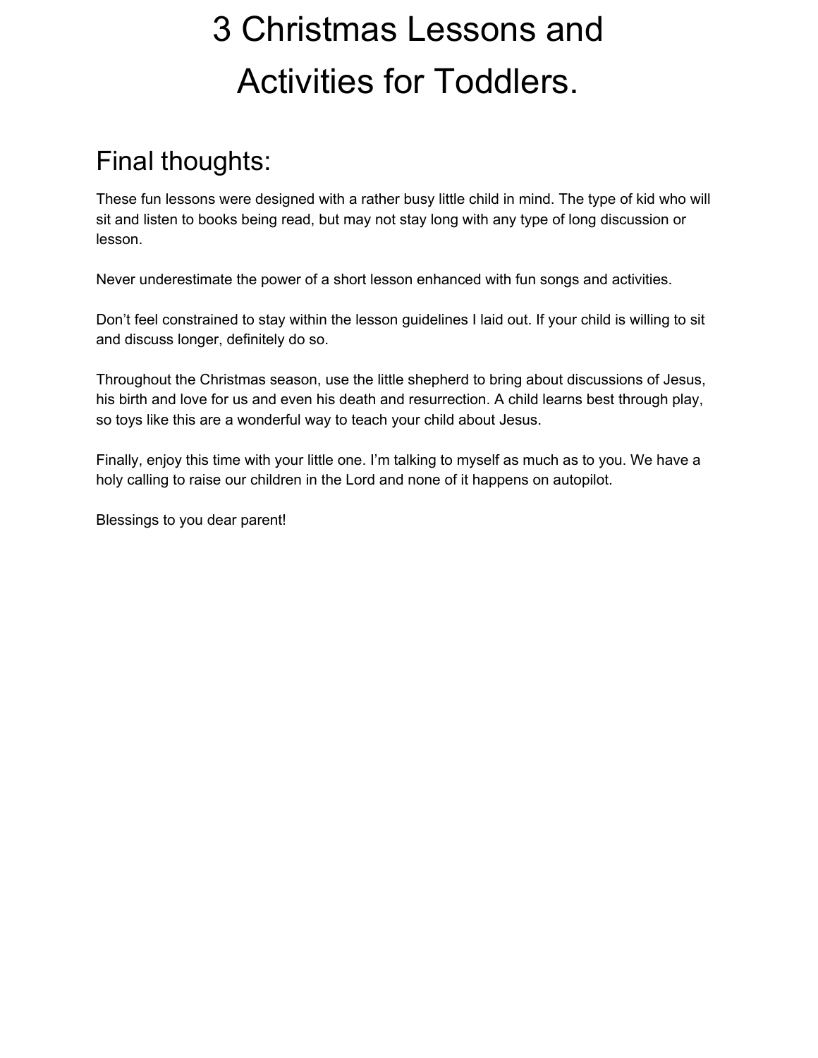# 3 Christmas Lessons and Activities for Toddlers.

## Final thoughts:

These fun lessons were designed with a rather busy little child in mind. The type of kid who will sit and listen to books being read, but may not stay long with any type of long discussion or lesson.

Never underestimate the power of a short lesson enhanced with fun songs and activities.

Don't feel constrained to stay within the lesson guidelines I laid out. If your child is willing to sit and discuss longer, definitely do so.

Throughout the Christmas season, use the little shepherd to bring about discussions of Jesus, his birth and love for us and even his death and resurrection. A child learns best through play, so toys like this are a wonderful way to teach your child about Jesus.

Finally, enjoy this time with your little one. I'm talking to myself as much as to you. We have a holy calling to raise our children in the Lord and none of it happens on autopilot.

Blessings to you dear parent!